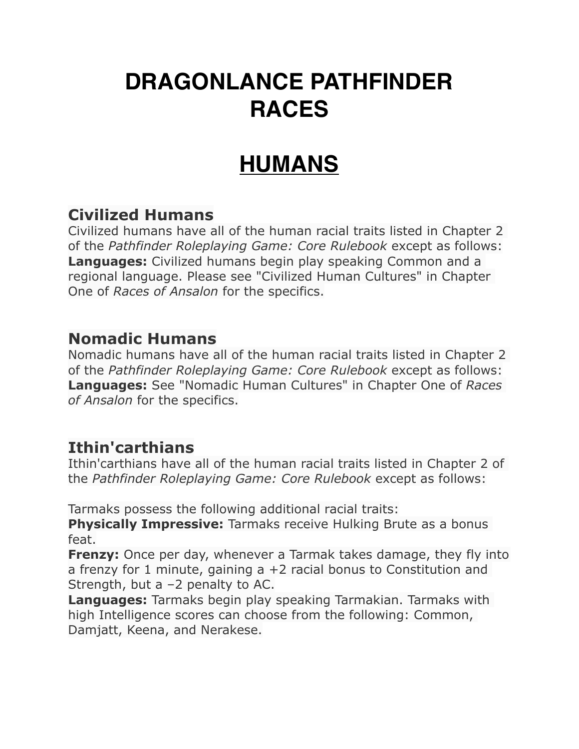# DRAGONLANCE PATHFINDER RACES

## HUMANS

### Civilized Humans

Civilized humans have all of the human racial traits listed in Chapter 2 of the *Pathfinder Roleplaying Game: Core Rulebook* except as follows:
**Languages:** Civilized humans begin play speaking Common and a regional language. Please see "Civilized Human Cultures" in Chapter One of *Races of Ansalon* for the specifics.

### Nomadic Humans

Nomadic humans have all of the human racial traits listed in Chapter 2 of the *Pathfinder Roleplaying Game: Core Rulebook* except as follows:
**Languages:** See "Nomadic Human Cultures" in Chapter One of *Races of Ansalon* for the specifics.

### Ithin'carthians

Ithin'carthians have all of the human racial traits listed in Chapter 2 of the *Pathfinder Roleplaying Game: Core Rulebook* except as follows:

Tarmaks possess the following additional racial traits:
**Physically Impressive:** Tarmaks receive Hulking Brute as a bonus feat.
**Frenzy:** Once per day, whenever a Tarmak takes damage, they fly into a frenzy for 1 minute, gaining a +2 racial bonus to Constitution and Strength, but a –2 penalty to AC.
**Languages:** Tarmaks begin play speaking Tarmakian. Tarmaks with high Intelligence scores can choose from the following: Common, Damjatt, Keena, and Nerakese.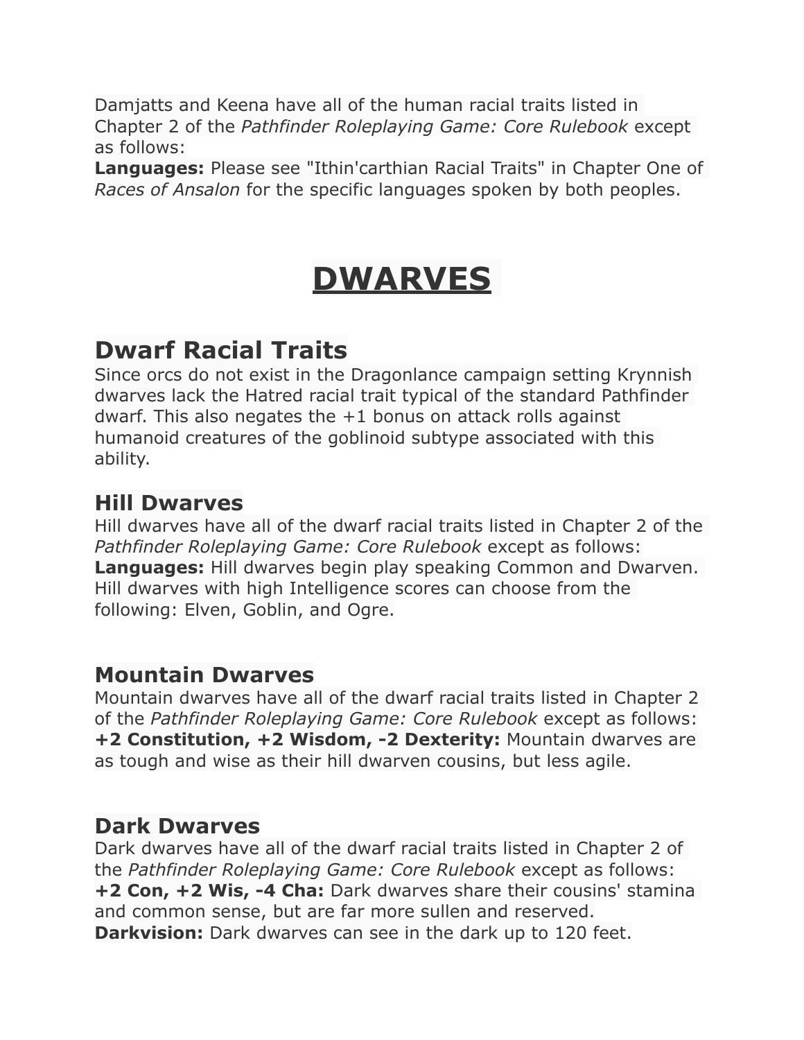Damjatts and Keena have all of the human racial traits listed in Chapter 2 of the *Pathfinder Roleplaying Game: Core Rulebook* except as follows:
**Languages:** Please see "Ithin'carthian Racial Traits" in Chapter One of *Races of Ansalon* for the specific languages spoken by both peoples.

# DWARVES

## Dwarf Racial Traits

Since orcs do not exist in the Dragonlance campaign setting Krynnish dwarves lack the Hatred racial trait typical of the standard Pathfinder dwarf. This also negates the +1 bonus on attack rolls against humanoid creatures of the goblinoid subtype associated with this ability.

### Hill Dwarves

Hill dwarves have all of the dwarf racial traits listed in Chapter 2 of the *Pathfinder Roleplaying Game: Core Rulebook* except as follows:
**Languages:** Hill dwarves begin play speaking Common and Dwarven. Hill dwarves with high Intelligence scores can choose from the following: Elven, Goblin, and Ogre.

### Mountain Dwarves

Mountain dwarves have all of the dwarf racial traits listed in Chapter 2 of the *Pathfinder Roleplaying Game: Core Rulebook* except as follows:
**+2 Constitution, +2 Wisdom, -2 Dexterity:** Mountain dwarves are as tough and wise as their hill dwarven cousins, but less agile.

### Dark Dwarves

Dark dwarves have all of the dwarf racial traits listed in Chapter 2 of the *Pathfinder Roleplaying Game: Core Rulebook* except as follows:
**+2 Con, +2 Wis, -4 Cha:** Dark dwarves share their cousins' stamina and common sense, but are far more sullen and reserved.
**Darkvision:** Dark dwarves can see in the dark up to 120 feet.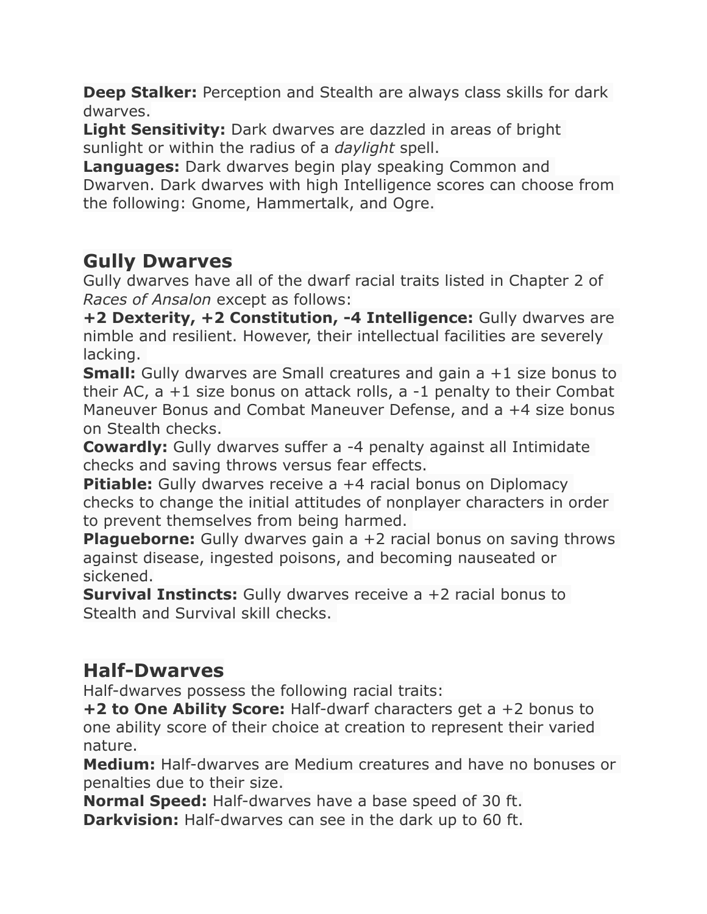**Deep Stalker:** Perception and Stealth are always class skills for dark dwarves.
**Light Sensitivity:** Dark dwarves are dazzled in areas of bright sunlight or within the radius of a *daylight* spell.
**Languages:** Dark dwarves begin play speaking Common and Dwarven. Dark dwarves with high Intelligence scores can choose from the following: Gnome, Hammertalk, and Ogre.

## Gully Dwarves

Gully dwarves have all of the dwarf racial traits listed in Chapter 2 of *Races of Ansalon* except as follows:
**+2 Dexterity, +2 Constitution, -4 Intelligence:** Gully dwarves are nimble and resilient. However, their intellectual facilities are severely lacking.
**Small:** Gully dwarves are Small creatures and gain a +1 size bonus to their AC, a +1 size bonus on attack rolls, a -1 penalty to their Combat Maneuver Bonus and Combat Maneuver Defense, and a +4 size bonus on Stealth checks.
**Cowardly:** Gully dwarves suffer a -4 penalty against all Intimidate checks and saving throws versus fear effects.
**Pitiable:** Gully dwarves receive a +4 racial bonus on Diplomacy checks to change the initial attitudes of nonplayer characters in order to prevent themselves from being harmed.
**Plagueborne:** Gully dwarves gain a +2 racial bonus on saving throws against disease, ingested poisons, and becoming nauseated or sickened.
**Survival Instincts:** Gully dwarves receive a +2 racial bonus to Stealth and Survival skill checks.

## Half-Dwarves

Half-dwarves possess the following racial traits:
**+2 to One Ability Score:** Half-dwarf characters get a +2 bonus to one ability score of their choice at creation to represent their varied nature.
**Medium:** Half-dwarves are Medium creatures and have no bonuses or penalties due to their size.
**Normal Speed:** Half-dwarves have a base speed of 30 ft.
**Darkvision:** Half-dwarves can see in the dark up to 60 ft.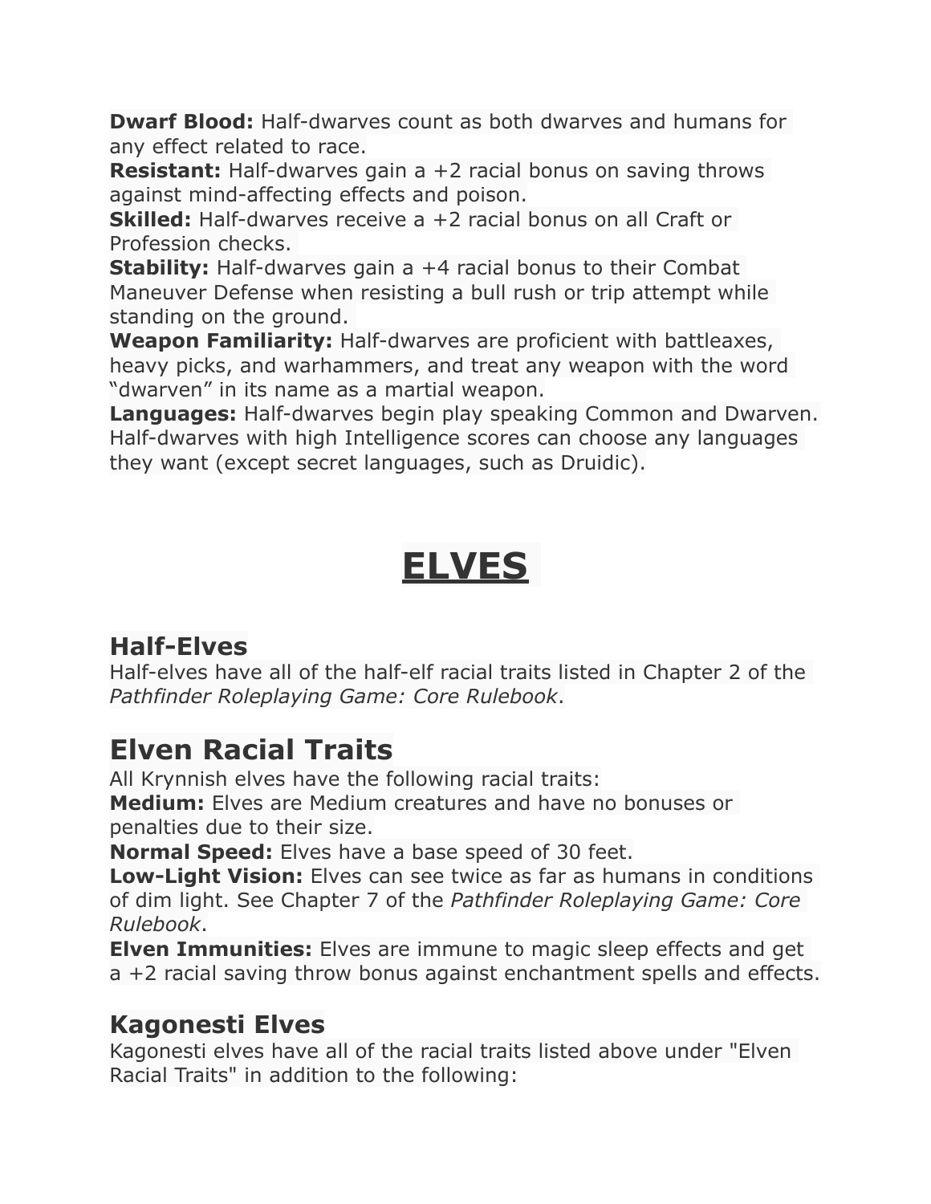**Dwarf Blood:** Half-dwarves count as both dwarves and humans for any effect related to race.
**Resistant:** Half-dwarves gain a +2 racial bonus on saving throws against mind-affecting effects and poison.
**Skilled:** Half-dwarves receive a +2 racial bonus on all Craft or Profession checks.
**Stability:** Half-dwarves gain a +4 racial bonus to their Combat Maneuver Defense when resisting a bull rush or trip attempt while standing on the ground.
**Weapon Familiarity:** Half-dwarves are proficient with battleaxes, heavy picks, and warhammers, and treat any weapon with the word "dwarven" in its name as a martial weapon.
**Languages:** Half-dwarves begin play speaking Common and Dwarven. Half-dwarves with high Intelligence scores can choose any languages they want (except secret languages, such as Druidic).

# ELVES

## Half-Elves

Half-elves have all of the half-elf racial traits listed in Chapter 2 of the *Pathfinder Roleplaying Game: Core Rulebook*.

## Elven Racial Traits

All Krynnish elves have the following racial traits:
**Medium:** Elves are Medium creatures and have no bonuses or penalties due to their size.
**Normal Speed:** Elves have a base speed of 30 feet.
**Low-Light Vision:** Elves can see twice as far as humans in conditions of dim light. See Chapter 7 of the *Pathfinder Roleplaying Game: Core Rulebook*.
**Elven Immunities:** Elves are immune to magic sleep effects and get a +2 racial saving throw bonus against enchantment spells and effects.

## Kagonesti Elves

Kagonesti elves have all of the racial traits listed above under "Elven Racial Traits" in addition to the following: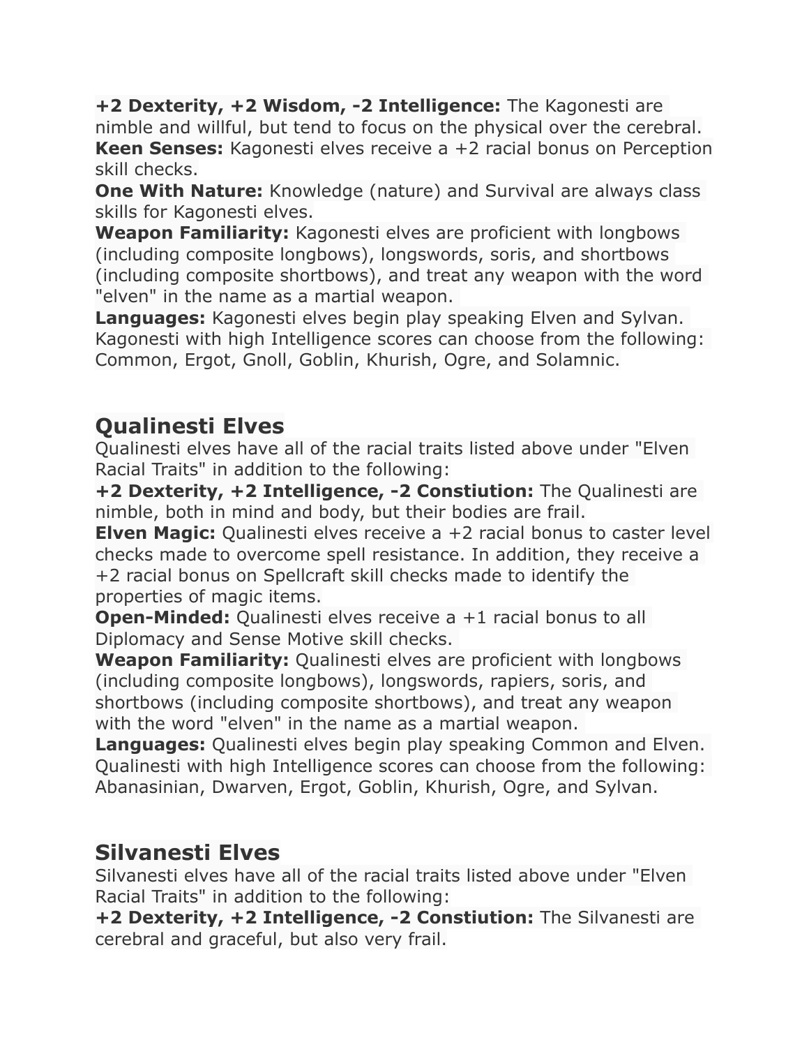**+2 Dexterity, +2 Wisdom, -2 Intelligence:** The Kagonesti are nimble and willful, but tend to focus on the physical over the cerebral.
**Keen Senses:** Kagonesti elves receive a +2 racial bonus on Perception skill checks.
**One With Nature:** Knowledge (nature) and Survival are always class skills for Kagonesti elves.
**Weapon Familiarity:** Kagonesti elves are proficient with longbows (including composite longbows), longswords, soris, and shortbows (including composite shortbows), and treat any weapon with the word "elven" in the name as a martial weapon.
**Languages:** Kagonesti elves begin play speaking Elven and Sylvan. Kagonesti with high Intelligence scores can choose from the following: Common, Ergot, Gnoll, Goblin, Khurish, Ogre, and Solamnic.

## Qualinesti Elves

Qualinesti elves have all of the racial traits listed above under "Elven Racial Traits" in addition to the following:
**+2 Dexterity, +2 Intelligence, -2 Constiution:** The Qualinesti are nimble, both in mind and body, but their bodies are frail.
**Elven Magic:** Qualinesti elves receive a +2 racial bonus to caster level checks made to overcome spell resistance. In addition, they receive a +2 racial bonus on Spellcraft skill checks made to identify the properties of magic items.
**Open-Minded:** Qualinesti elves receive a +1 racial bonus to all Diplomacy and Sense Motive skill checks.
**Weapon Familiarity:** Qualinesti elves are proficient with longbows (including composite longbows), longswords, rapiers, soris, and shortbows (including composite shortbows), and treat any weapon with the word "elven" in the name as a martial weapon.
**Languages:** Qualinesti elves begin play speaking Common and Elven. Qualinesti with high Intelligence scores can choose from the following: Abanasinian, Dwarven, Ergot, Goblin, Khurish, Ogre, and Sylvan.

## Silvanesti Elves

Silvanesti elves have all of the racial traits listed above under "Elven Racial Traits" in addition to the following:
**+2 Dexterity, +2 Intelligence, -2 Constiution:** The Silvanesti are cerebral and graceful, but also very frail.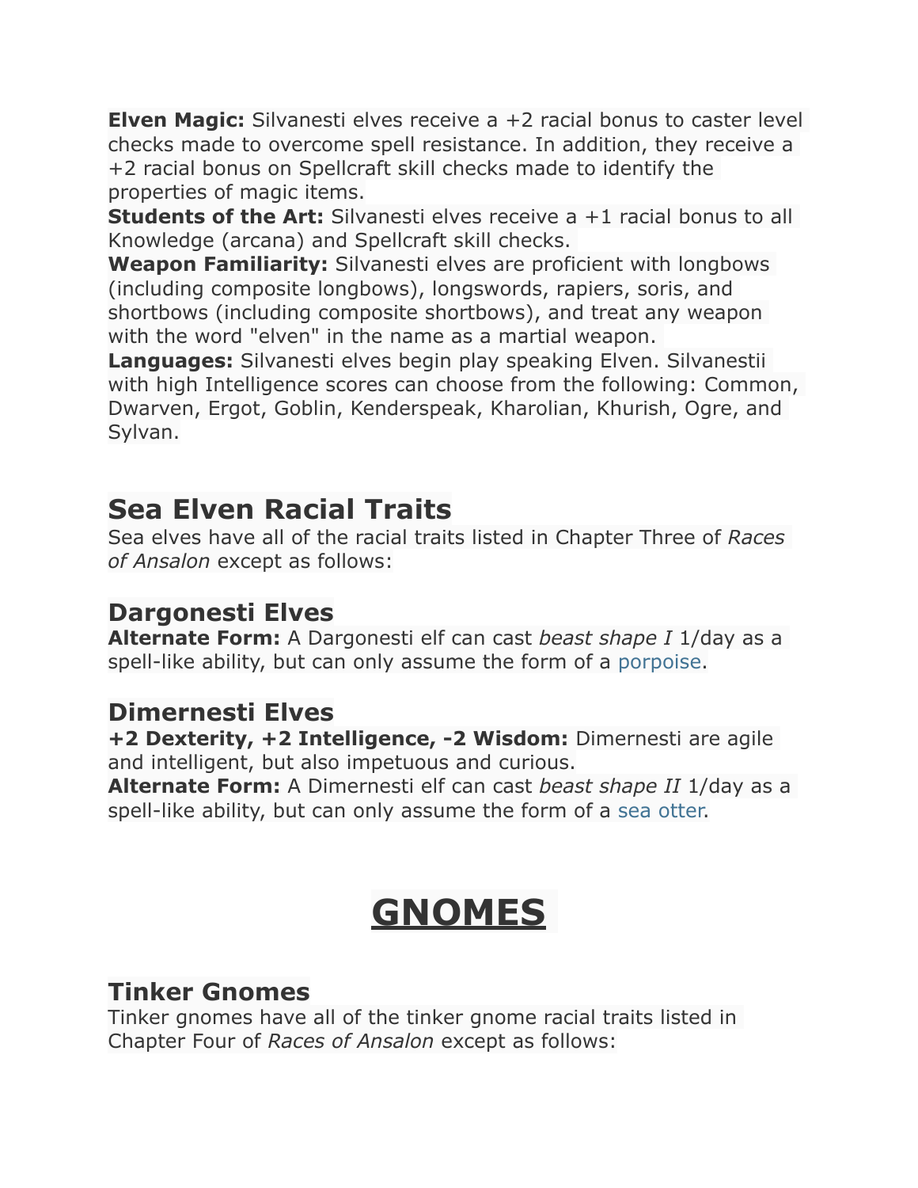**Elven Magic:** Silvanesti elves receive a +2 racial bonus to caster level checks made to overcome spell resistance. In addition, they receive a +2 racial bonus on Spellcraft skill checks made to identify the properties of magic items.
**Students of the Art:** Silvanesti elves receive a +1 racial bonus to all Knowledge (arcana) and Spellcraft skill checks.
**Weapon Familiarity:** Silvanesti elves are proficient with longbows (including composite longbows), longswords, rapiers, soris, and shortbows (including composite shortbows), and treat any weapon with the word "elven" in the name as a martial weapon.
**Languages:** Silvanesti elves begin play speaking Elven. Silvanestii with high Intelligence scores can choose from the following: Common, Dwarven, Ergot, Goblin, Kenderspeak, Kharolian, Khurish, Ogre, and Sylvan.

## Sea Elven Racial Traits

Sea elves have all of the racial traits listed in Chapter Three of *Races of Ansalon* except as follows:

### Dargonesti Elves

**Alternate Form:** A Dargonesti elf can cast *beast shape I* 1/day as a spell-like ability, but can only assume the form of a porpoise.

### Dimernesti Elves

**+2 Dexterity, +2 Intelligence, -2 Wisdom:** Dimernesti are agile and intelligent, but also impetuous and curious.
**Alternate Form:** A Dimernesti elf can cast *beast shape II* 1/day as a spell-like ability, but can only assume the form of a sea otter.

# GNOMES

## Tinker Gnomes

Tinker gnomes have all of the tinker gnome racial traits listed in Chapter Four of *Races of Ansalon* except as follows: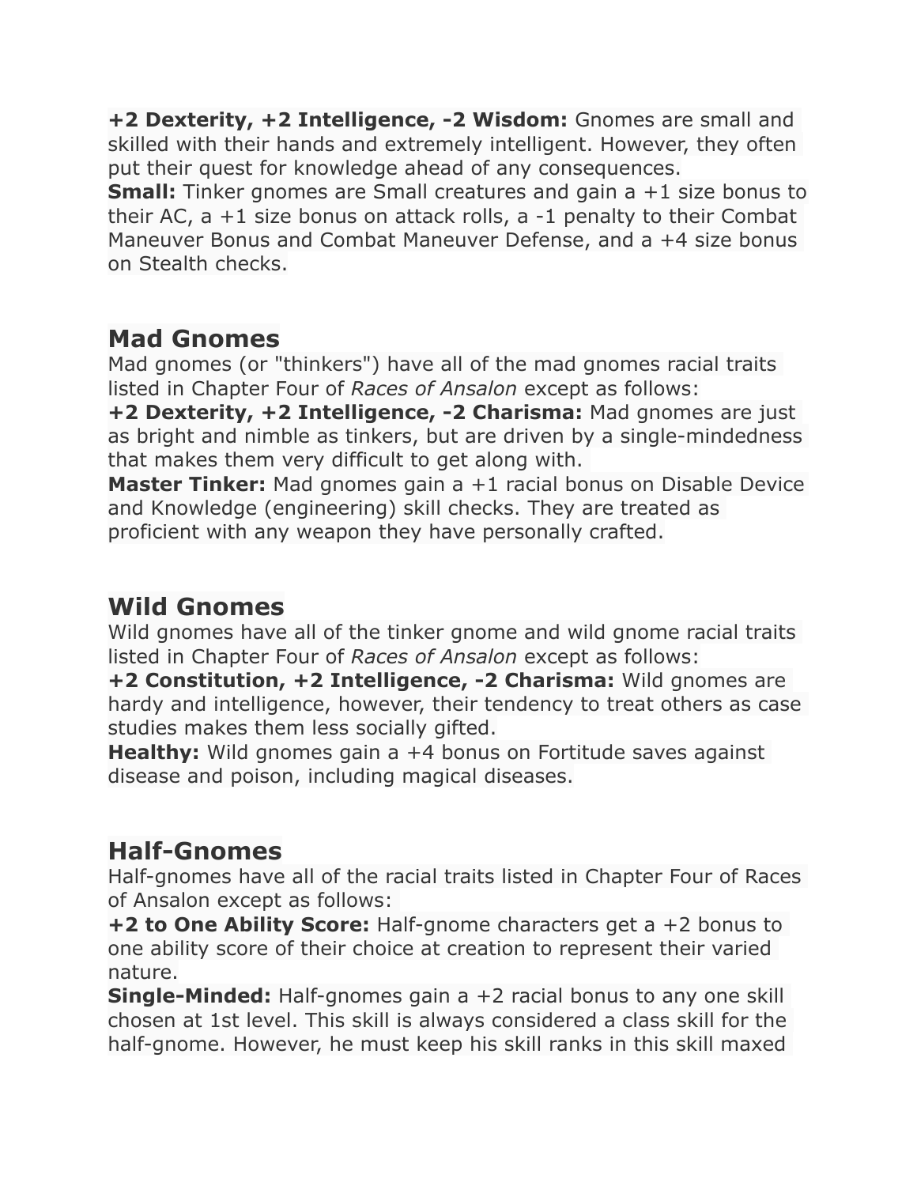**+2 Dexterity, +2 Intelligence, -2 Wisdom:** Gnomes are small and skilled with their hands and extremely intelligent. However, they often put their quest for knowledge ahead of any consequences.
**Small:** Tinker gnomes are Small creatures and gain a +1 size bonus to their AC, a +1 size bonus on attack rolls, a -1 penalty to their Combat Maneuver Bonus and Combat Maneuver Defense, and a +4 size bonus on Stealth checks.

## Mad Gnomes

Mad gnomes (or "thinkers") have all of the mad gnomes racial traits listed in Chapter Four of *Races of Ansalon* except as follows:
**+2 Dexterity, +2 Intelligence, -2 Charisma:** Mad gnomes are just as bright and nimble as tinkers, but are driven by a single-mindedness that makes them very difficult to get along with.
**Master Tinker:** Mad gnomes gain a +1 racial bonus on Disable Device and Knowledge (engineering) skill checks. They are treated as proficient with any weapon they have personally crafted.

## Wild Gnomes

Wild gnomes have all of the tinker gnome and wild gnome racial traits listed in Chapter Four of *Races of Ansalon* except as follows:
**+2 Constitution, +2 Intelligence, -2 Charisma:** Wild gnomes are hardy and intelligence, however, their tendency to treat others as case studies makes them less socially gifted.
**Healthy:** Wild gnomes gain a +4 bonus on Fortitude saves against disease and poison, including magical diseases.

## Half-Gnomes

Half-gnomes have all of the racial traits listed in Chapter Four of Races of Ansalon except as follows:
**+2 to One Ability Score:** Half-gnome characters get a +2 bonus to one ability score of their choice at creation to represent their varied nature.
**Single-Minded:** Half-gnomes gain a +2 racial bonus to any one skill chosen at 1st level. This skill is always considered a class skill for the half-gnome. However, he must keep his skill ranks in this skill maxed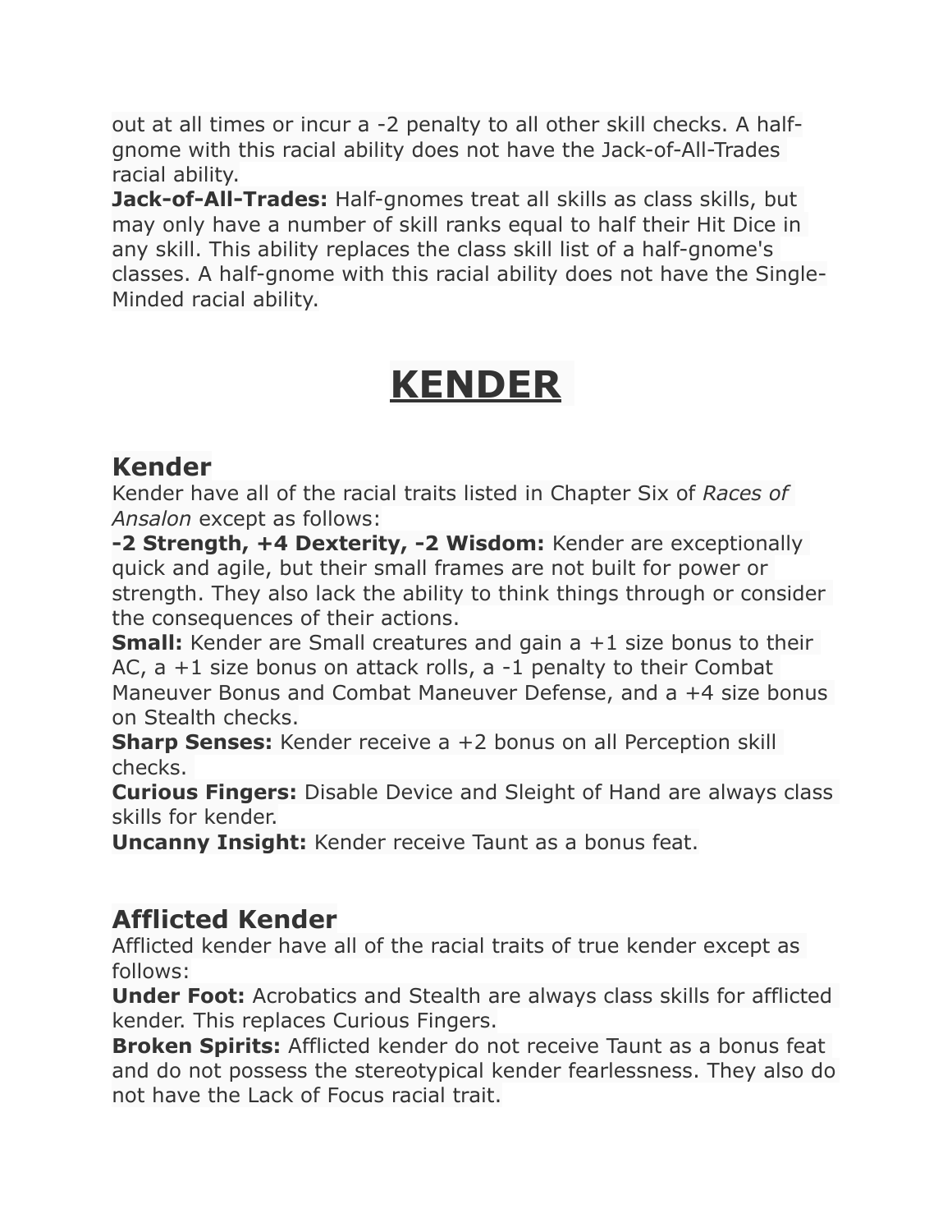out at all times or incur a -2 penalty to all other skill checks. A half-gnome with this racial ability does not have the Jack-of-All-Trades racial ability.
**Jack-of-All-Trades:** Half-gnomes treat all skills as class skills, but may only have a number of skill ranks equal to half their Hit Dice in any skill. This ability replaces the class skill list of a half-gnome's classes. A half-gnome with this racial ability does not have the Single-Minded racial ability.

# KENDER

## Kender

Kender have all of the racial traits listed in Chapter Six of *Races of Ansalon* except as follows:
**-2 Strength, +4 Dexterity, -2 Wisdom:** Kender are exceptionally quick and agile, but their small frames are not built for power or strength. They also lack the ability to think things through or consider the consequences of their actions.
**Small:** Kender are Small creatures and gain a +1 size bonus to their AC, a +1 size bonus on attack rolls, a -1 penalty to their Combat Maneuver Bonus and Combat Maneuver Defense, and a +4 size bonus on Stealth checks.
**Sharp Senses:** Kender receive a +2 bonus on all Perception skill checks.
**Curious Fingers:** Disable Device and Sleight of Hand are always class skills for kender.
**Uncanny Insight:** Kender receive Taunt as a bonus feat.

## Afflicted Kender

Afflicted kender have all of the racial traits of true kender except as follows:
**Under Foot:** Acrobatics and Stealth are always class skills for afflicted kender. This replaces Curious Fingers.
**Broken Spirits:** Afflicted kender do not receive Taunt as a bonus feat and do not possess the stereotypical kender fearlessness. They also do not have the Lack of Focus racial trait.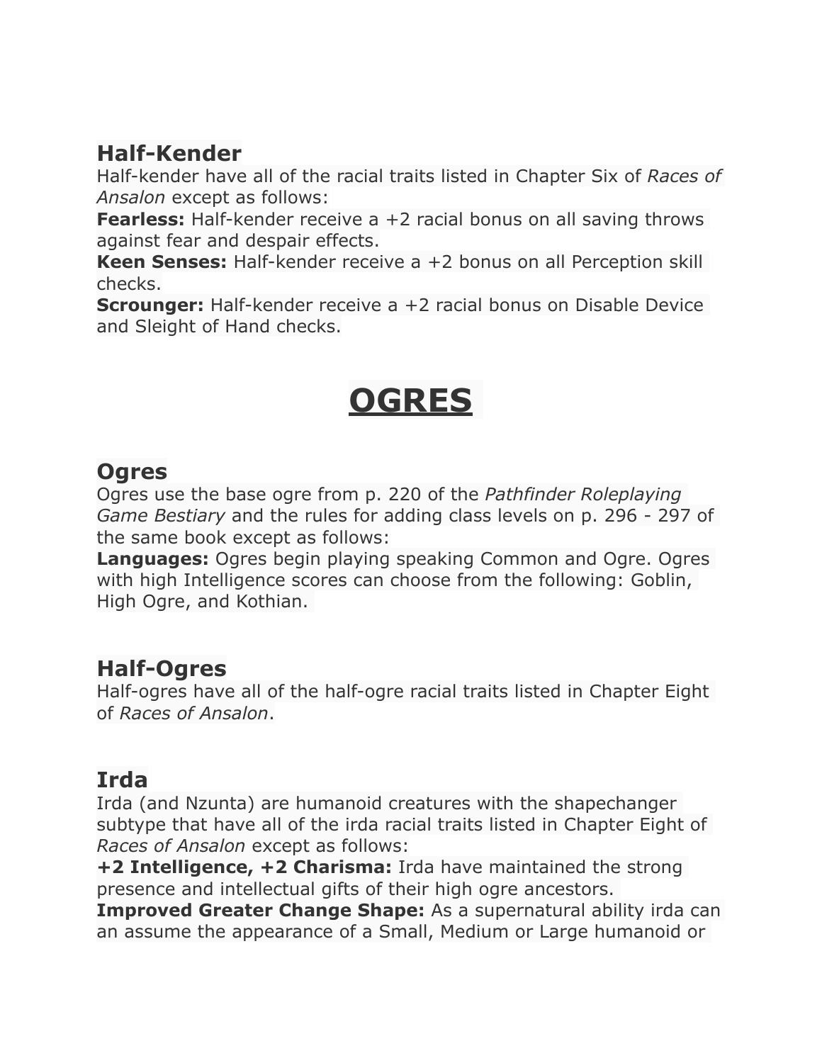## Half-Kender

Half-kender have all of the racial traits listed in Chapter Six of *Races of Ansalon* except as follows:

**Fearless:** Half-kender receive a +2 racial bonus on all saving throws against fear and despair effects.

**Keen Senses:** Half-kender receive a +2 bonus on all Perception skill checks.

**Scrounger:** Half-kender receive a +2 racial bonus on Disable Device and Sleight of Hand checks.

# OGRES

## Ogres

Ogres use the base ogre from p. 220 of the *Pathfinder Roleplaying Game Bestiary* and the rules for adding class levels on p. 296 - 297 of the same book except as follows:

**Languages:** Ogres begin playing speaking Common and Ogre. Ogres with high Intelligence scores can choose from the following: Goblin, High Ogre, and Kothian.

## Half-Ogres

Half-ogres have all of the half-ogre racial traits listed in Chapter Eight of *Races of Ansalon*.

## Irda

Irda (and Nzunta) are humanoid creatures with the shapechanger subtype that have all of the irda racial traits listed in Chapter Eight of *Races of Ansalon* except as follows:

**+2 Intelligence, +2 Charisma:** Irda have maintained the strong presence and intellectual gifts of their high ogre ancestors.

**Improved Greater Change Shape:** As a supernatural ability irda can an assume the appearance of a Small, Medium or Large humanoid or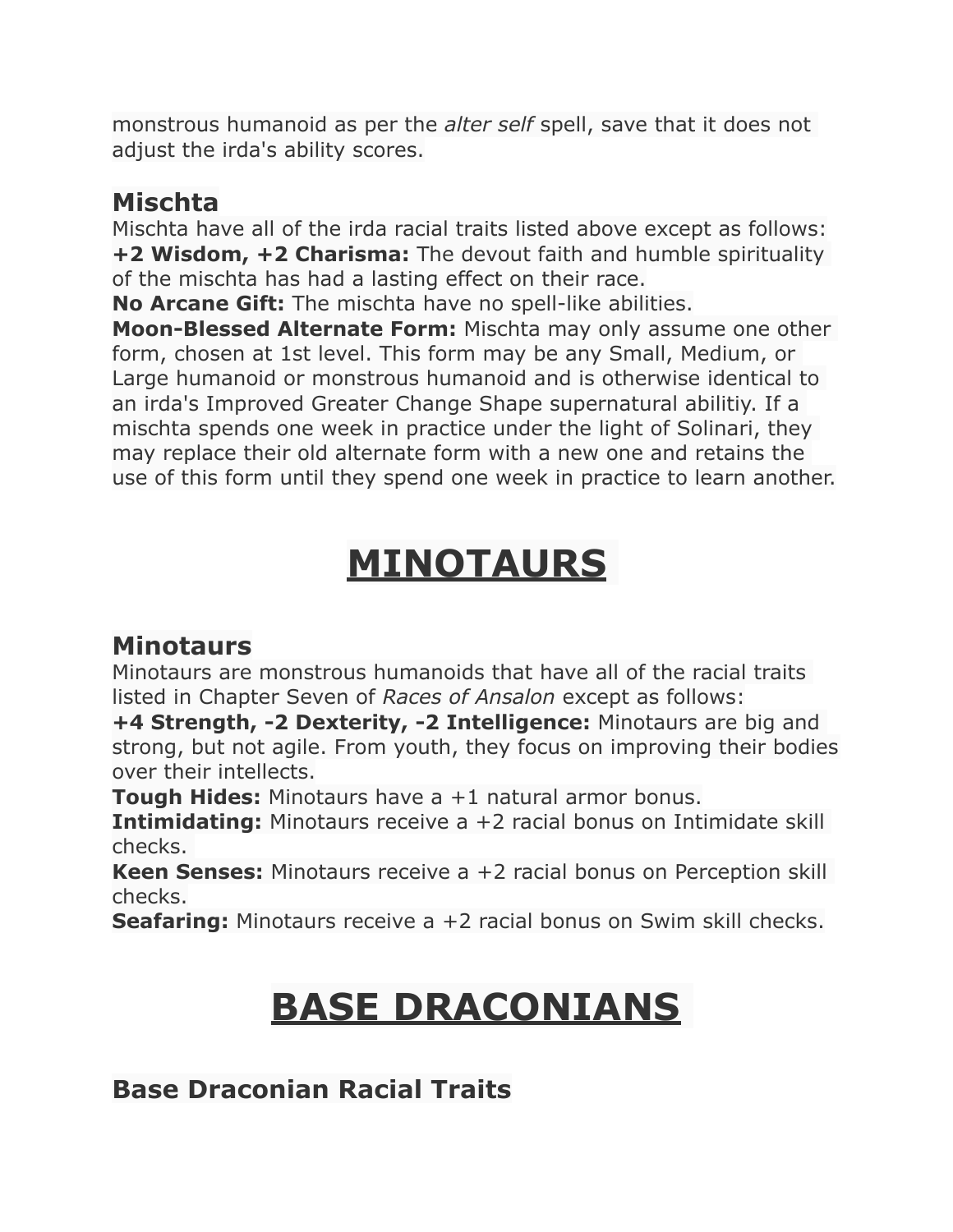monstrous humanoid as per the *alter self* spell, save that it does not adjust the irda's ability scores.

### Mischta

Mischta have all of the irda racial traits listed above except as follows:
**+2 Wisdom, +2 Charisma:** The devout faith and humble spirituality of the mischta has had a lasting effect on their race.
**No Arcane Gift:** The mischta have no spell-like abilities.
**Moon-Blessed Alternate Form:** Mischta may only assume one other form, chosen at 1st level. This form may be any Small, Medium, or Large humanoid or monstrous humanoid and is otherwise identical to an irda's Improved Greater Change Shape supernatural abilitiy. If a mischta spends one week in practice under the light of Solinari, they may replace their old alternate form with a new one and retains the use of this form until they spend one week in practice to learn another.

# MINOTAURS

### Minotaurs

Minotaurs are monstrous humanoids that have all of the racial traits listed in Chapter Seven of *Races of Ansalon* except as follows:
**+4 Strength, -2 Dexterity, -2 Intelligence:** Minotaurs are big and strong, but not agile. From youth, they focus on improving their bodies over their intellects.
**Tough Hides:** Minotaurs have a +1 natural armor bonus.
**Intimidating:** Minotaurs receive a +2 racial bonus on Intimidate skill checks.
**Keen Senses:** Minotaurs receive a +2 racial bonus on Perception skill checks.
**Seafaring:** Minotaurs receive a +2 racial bonus on Swim skill checks.

# BASE DRACONIANS

### Base Draconian Racial Traits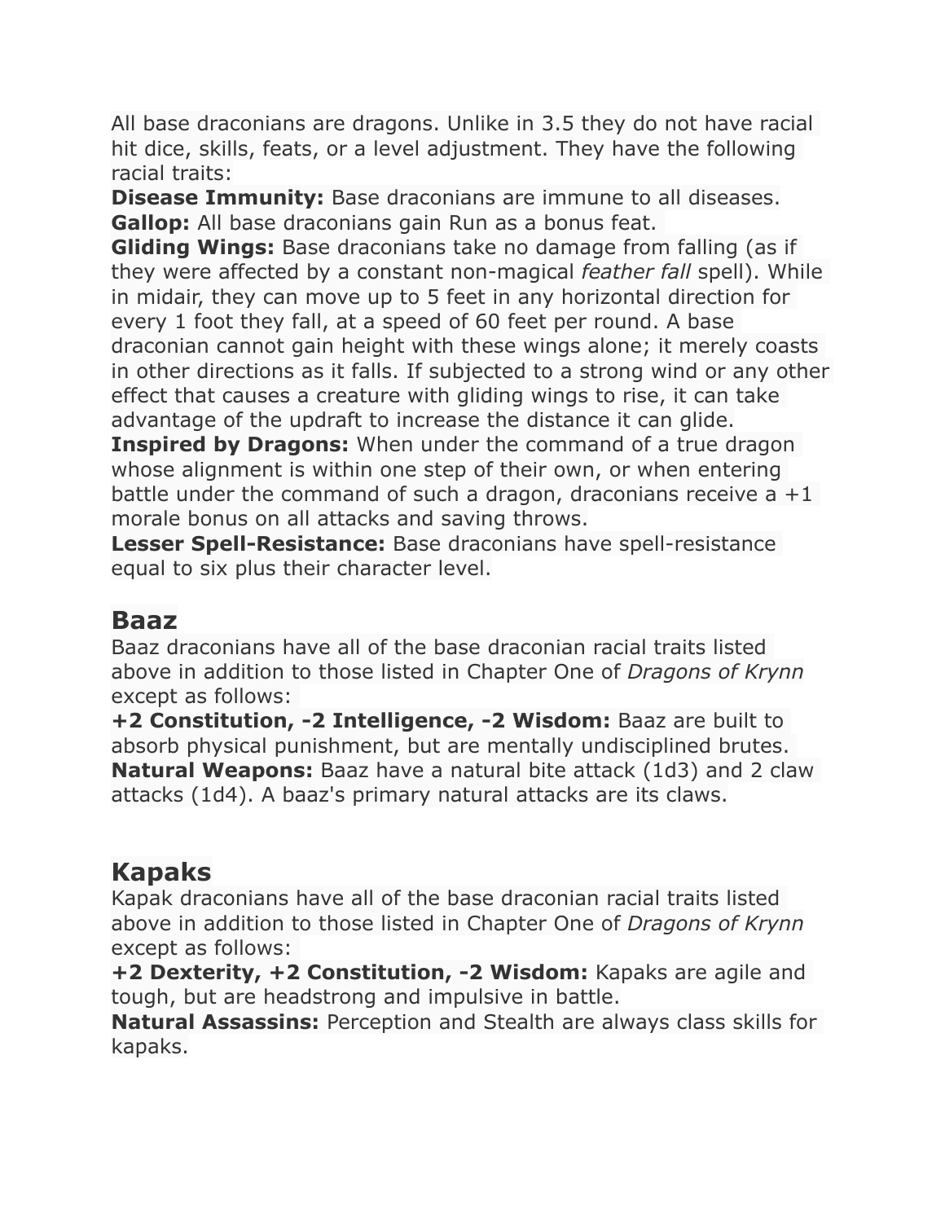All base draconians are dragons. Unlike in 3.5 they do not have racial hit dice, skills, feats, or a level adjustment. They have the following racial traits:

**Disease Immunity:** Base draconians are immune to all diseases.

**Gallop:** All base draconians gain Run as a bonus feat.

**Gliding Wings:** Base draconians take no damage from falling (as if they were affected by a constant non-magical *feather fall* spell). While in midair, they can move up to 5 feet in any horizontal direction for every 1 foot they fall, at a speed of 60 feet per round. A base draconian cannot gain height with these wings alone; it merely coasts in other directions as it falls. If subjected to a strong wind or any other effect that causes a creature with gliding wings to rise, it can take advantage of the updraft to increase the distance it can glide.

**Inspired by Dragons:** When under the command of a true dragon whose alignment is within one step of their own, or when entering battle under the command of such a dragon, draconians receive a +1 morale bonus on all attacks and saving throws.

**Lesser Spell-Resistance:** Base draconians have spell-resistance equal to six plus their character level.

## Baaz

Baaz draconians have all of the base draconian racial traits listed above in addition to those listed in Chapter One of *Dragons of Krynn* except as follows:

**+2 Constitution, -2 Intelligence, -2 Wisdom:** Baaz are built to absorb physical punishment, but are mentally undisciplined brutes.

**Natural Weapons:** Baaz have a natural bite attack (1d3) and 2 claw attacks (1d4). A baaz's primary natural attacks are its claws.

## Kapaks

Kapak draconians have all of the base draconian racial traits listed above in addition to those listed in Chapter One of *Dragons of Krynn* except as follows:

**+2 Dexterity, +2 Constitution, -2 Wisdom:** Kapaks are agile and tough, but are headstrong and impulsive in battle.

**Natural Assassins:** Perception and Stealth are always class skills for kapaks.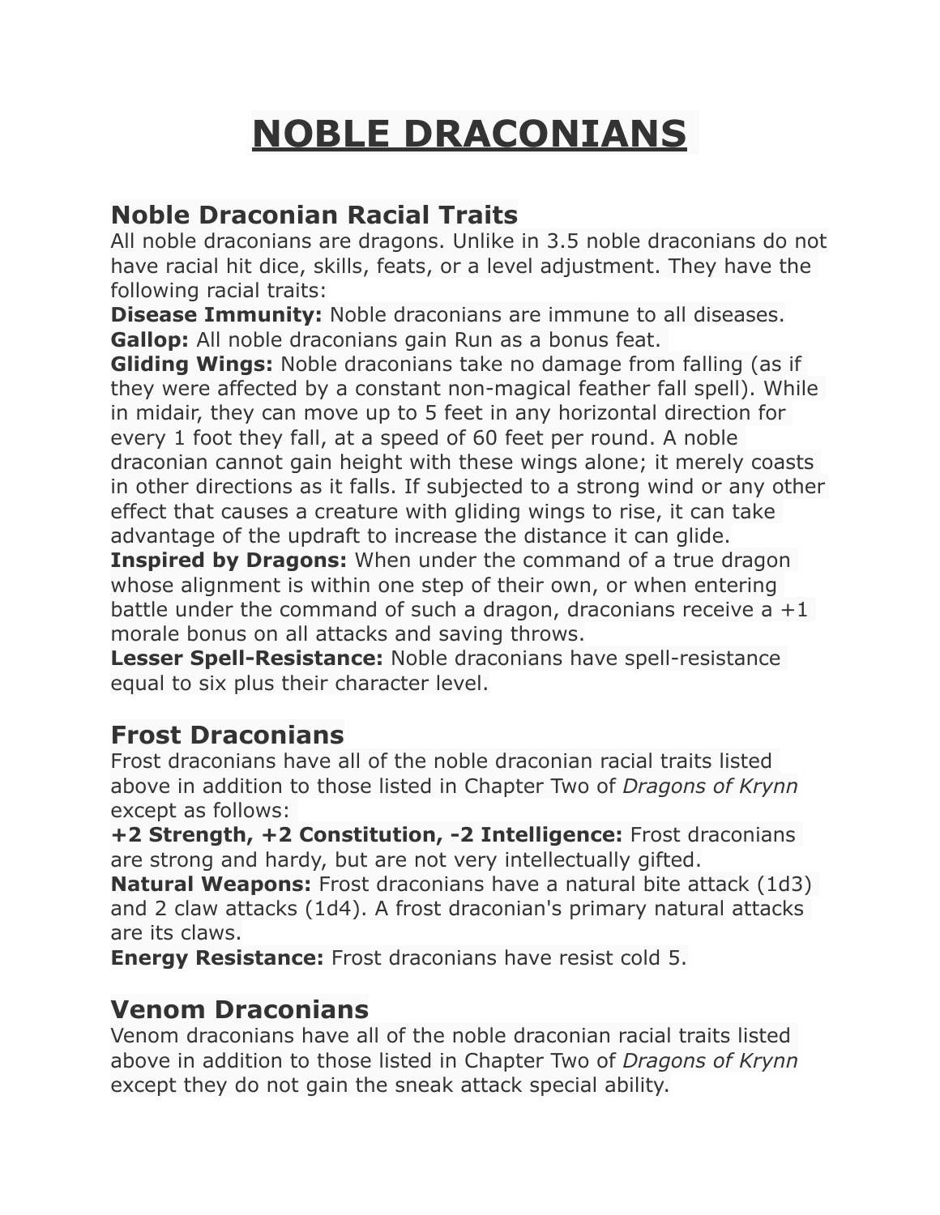# NOBLE DRACONIANS

## Noble Draconian Racial Traits

All noble draconians are dragons. Unlike in 3.5 noble draconians do not have racial hit dice, skills, feats, or a level adjustment. They have the following racial traits:

**Disease Immunity:** Noble draconians are immune to all diseases.

**Gallop:** All noble draconians gain Run as a bonus feat.

**Gliding Wings:** Noble draconians take no damage from falling (as if they were affected by a constant non-magical feather fall spell). While in midair, they can move up to 5 feet in any horizontal direction for every 1 foot they fall, at a speed of 60 feet per round. A noble draconian cannot gain height with these wings alone; it merely coasts in other directions as it falls. If subjected to a strong wind or any other effect that causes a creature with gliding wings to rise, it can take advantage of the updraft to increase the distance it can glide.

**Inspired by Dragons:** When under the command of a true dragon whose alignment is within one step of their own, or when entering battle under the command of such a dragon, draconians receive a +1 morale bonus on all attacks and saving throws.

**Lesser Spell-Resistance:** Noble draconians have spell-resistance equal to six plus their character level.

## Frost Draconians

Frost draconians have all of the noble draconian racial traits listed above in addition to those listed in Chapter Two of *Dragons of Krynn* except as follows:

**+2 Strength, +2 Constitution, -2 Intelligence:** Frost draconians are strong and hardy, but are not very intellectually gifted.

**Natural Weapons:** Frost draconians have a natural bite attack (1d3) and 2 claw attacks (1d4). A frost draconian's primary natural attacks are its claws.

**Energy Resistance:** Frost draconians have resist cold 5.

## Venom Draconians

Venom draconians have all of the noble draconian racial traits listed above in addition to those listed in Chapter Two of *Dragons of Krynn* except they do not gain the sneak attack special ability.